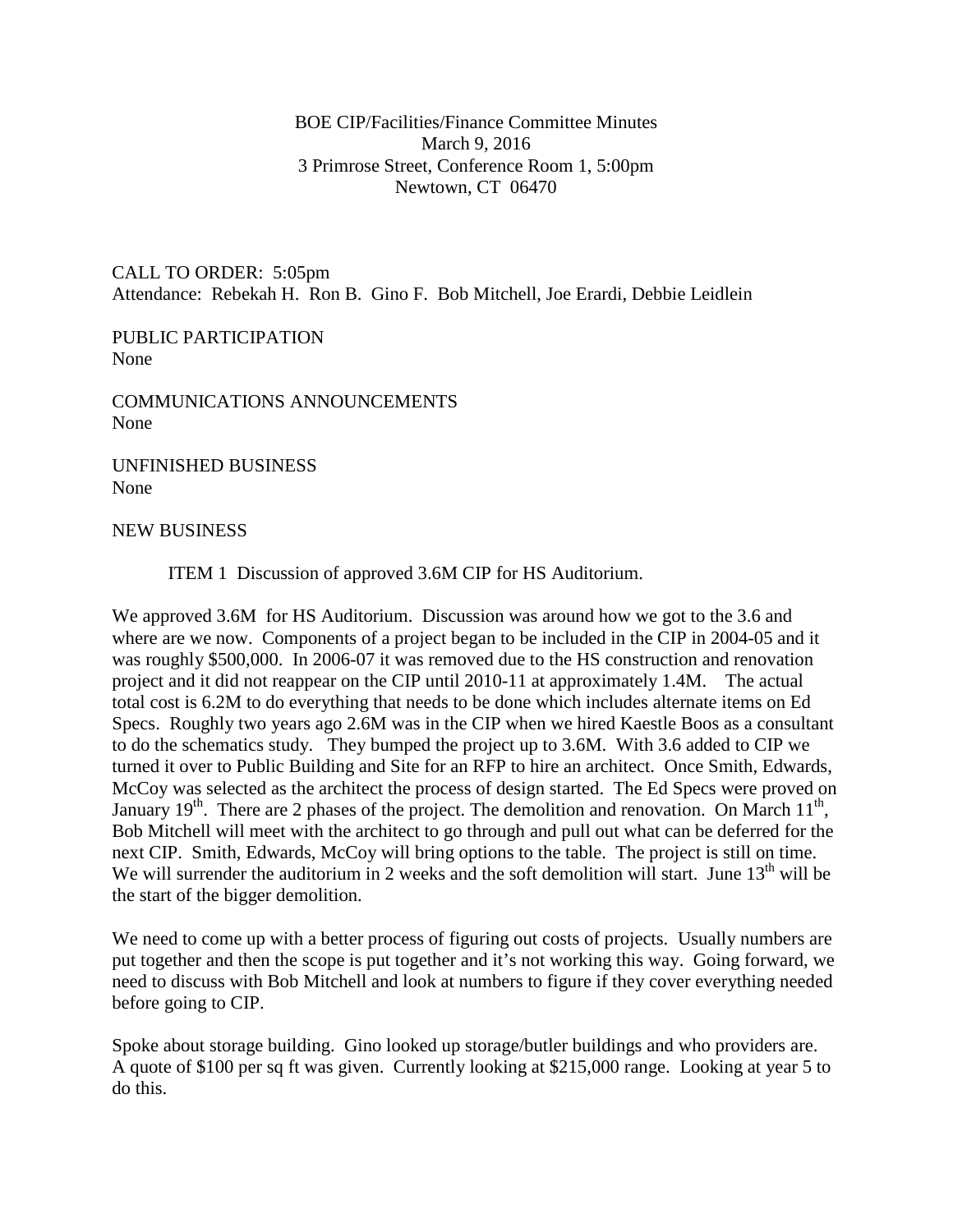BOE CIP/Facilities/Finance Committee Minutes
March 9, 2016
3 Primrose Street, Conference Room 1, 5:00pm
Newtown, CT 06470

CALL TO ORDER: 5:05pm
Attendance: Rebekah H. Ron B. Gino F. Bob Mitchell, Joe Erardi, Debbie Leidlein

PUBLIC PARTICIPATION
None

COMMUNICATIONS ANNOUNCEMENTS
None

UNFINISHED BUSINESS
None

NEW BUSINESS

ITEM 1 Discussion of approved 3.6M CIP for HS Auditorium.

We approved 3.6M for HS Auditorium. Discussion was around how we got to the 3.6 and where are we now. Components of a project began to be included in the CIP in 2004-05 and it was roughly $500,000. In 2006-07 it was removed due to the HS construction and renovation project and it did not reappear on the CIP until 2010-11 at approximately 1.4M. The actual total cost is 6.2M to do everything that needs to be done which includes alternate items on Ed Specs. Roughly two years ago 2.6M was in the CIP when we hired Kaestle Boos as a consultant to do the schematics study. They bumped the project up to 3.6M. With 3.6 added to CIP we turned it over to Public Building and Site for an RFP to hire an architect. Once Smith, Edwards, McCoy was selected as the architect the process of design started. The Ed Specs were proved on January 19th. There are 2 phases of the project. The demolition and renovation. On March 11th, Bob Mitchell will meet with the architect to go through and pull out what can be deferred for the next CIP. Smith, Edwards, McCoy will bring options to the table. The project is still on time. We will surrender the auditorium in 2 weeks and the soft demolition will start. June 13th will be the start of the bigger demolition.

We need to come up with a better process of figuring out costs of projects. Usually numbers are put together and then the scope is put together and it's not working this way. Going forward, we need to discuss with Bob Mitchell and look at numbers to figure if they cover everything needed before going to CIP.

Spoke about storage building. Gino looked up storage/butler buildings and who providers are. A quote of $100 per sq ft was given. Currently looking at $215,000 range. Looking at year 5 to do this.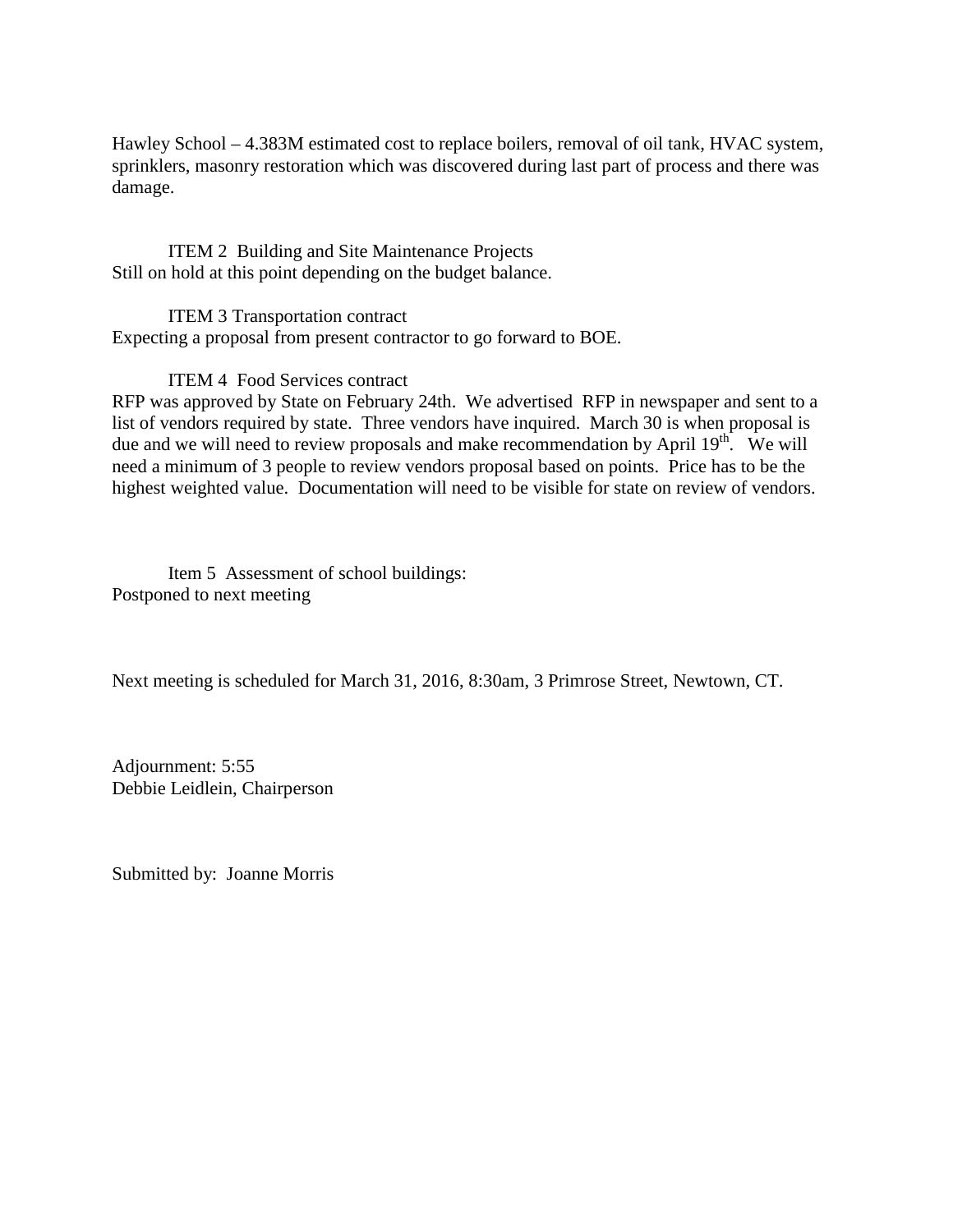Hawley School – 4.383M estimated cost to replace boilers, removal of oil tank, HVAC system, sprinklers, masonry restoration which was discovered during last part of process and there was damage.

ITEM 2 Building and Site Maintenance Projects
Still on hold at this point depending on the budget balance.

ITEM 3 Transportation contract
Expecting a proposal from present contractor to go forward to BOE.

ITEM 4 Food Services contract
RFP was approved by State on February 24th. We advertised RFP in newspaper and sent to a list of vendors required by state. Three vendors have inquired. March 30 is when proposal is due and we will need to review proposals and make recommendation by April 19th. We will need a minimum of 3 people to review vendors proposal based on points. Price has to be the highest weighted value. Documentation will need to be visible for state on review of vendors.

Item 5 Assessment of school buildings:
Postponed to next meeting

Next meeting is scheduled for March 31, 2016, 8:30am, 3 Primrose Street, Newtown, CT.

Adjournment: 5:55
Debbie Leidlein, Chairperson

Submitted by: Joanne Morris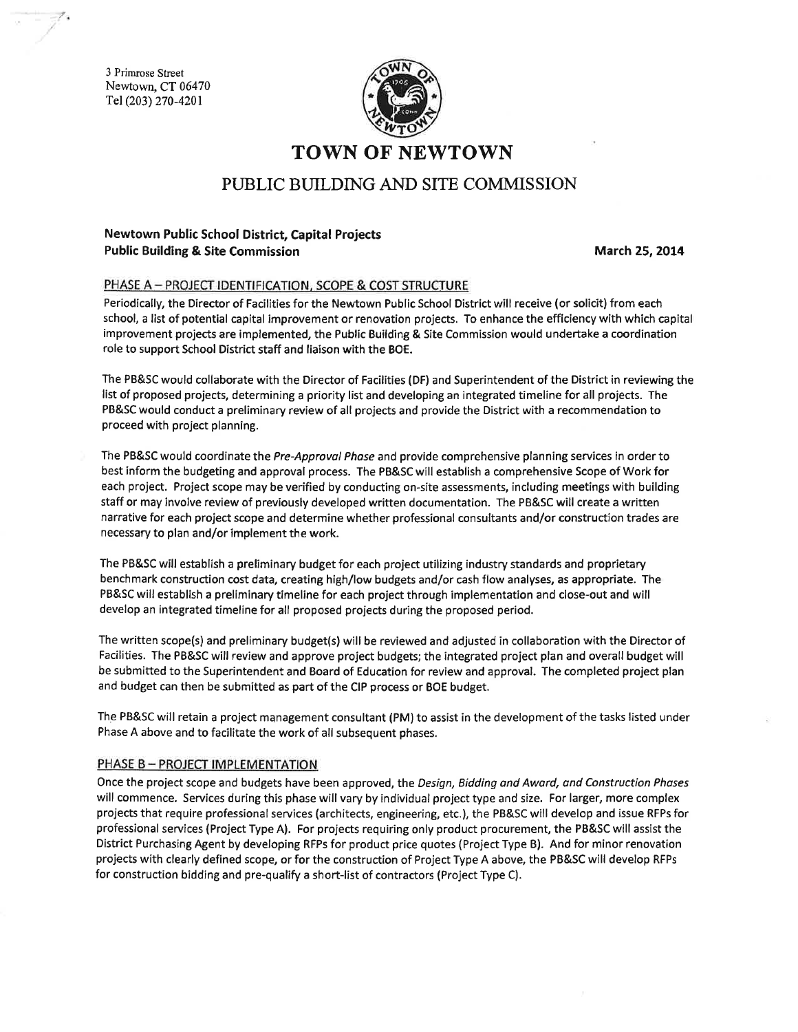3 Primrose Street
Newtown, CT 06470
Tel (203) 270-4201

# TOWN OF NEWTOWN

## PUBLIC BUILDING AND SITE COMMISSION

**Newtown Public School District, Capital Projects**
**Public Building & Site Commission** **March 25, 2014**

### PHASE A – PROJECT IDENTIFICATION, SCOPE & COST STRUCTURE

Periodically, the Director of Facilities for the Newtown Public School District will receive (or solicit) from each school, a list of potential capital improvement or renovation projects. To enhance the efficiency with which capital improvement projects are implemented, the Public Building & Site Commission would undertake a coordination role to support School District staff and liaison with the BOE.

The PB&SC would collaborate with the Director of Facilities (DF) and Superintendent of the District in reviewing the list of proposed projects, determining a priority list and developing an integrated timeline for all projects. The PB&SC would conduct a preliminary review of all projects and provide the District with a recommendation to proceed with project planning.

The PB&SC would coordinate the *Pre-Approval Phase* and provide comprehensive planning services in order to best inform the budgeting and approval process. The PB&SC will establish a comprehensive Scope of Work for each project. Project scope may be verified by conducting on-site assessments, including meetings with building staff or may involve review of previously developed written documentation. The PB&SC will create a written narrative for each project scope and determine whether professional consultants and/or construction trades are necessary to plan and/or implement the work.

The PB&SC will establish a preliminary budget for each project utilizing industry standards and proprietary benchmark construction cost data, creating high/low budgets and/or cash flow analyses, as appropriate. The PB&SC will establish a preliminary timeline for each project through implementation and close-out and will develop an integrated timeline for all proposed projects during the proposed period.

The written scope(s) and preliminary budget(s) will be reviewed and adjusted in collaboration with the Director of Facilities. The PB&SC will review and approve project budgets; the integrated project plan and overall budget will be submitted to the Superintendent and Board of Education for review and approval. The completed project plan and budget can then be submitted as part of the CIP process or BOE budget.

The PB&SC will retain a project management consultant (PM) to assist in the development of the tasks listed under Phase A above and to facilitate the work of all subsequent phases.

### PHASE B – PROJECT IMPLEMENTATION

Once the project scope and budgets have been approved, the *Design, Bidding and Award, and Construction Phases* will commence. Services during this phase will vary by individual project type and size. For larger, more complex projects that require professional services (architects, engineering, etc.), the PB&SC will develop and issue RFPs for professional services (Project Type A). For projects requiring only product procurement, the PB&SC will assist the District Purchasing Agent by developing RFPs for product price quotes (Project Type B). And for minor renovation projects with clearly defined scope, or for the construction of Project Type A above, the PB&SC will develop RFPs for construction bidding and pre-qualify a short-list of contractors (Project Type C).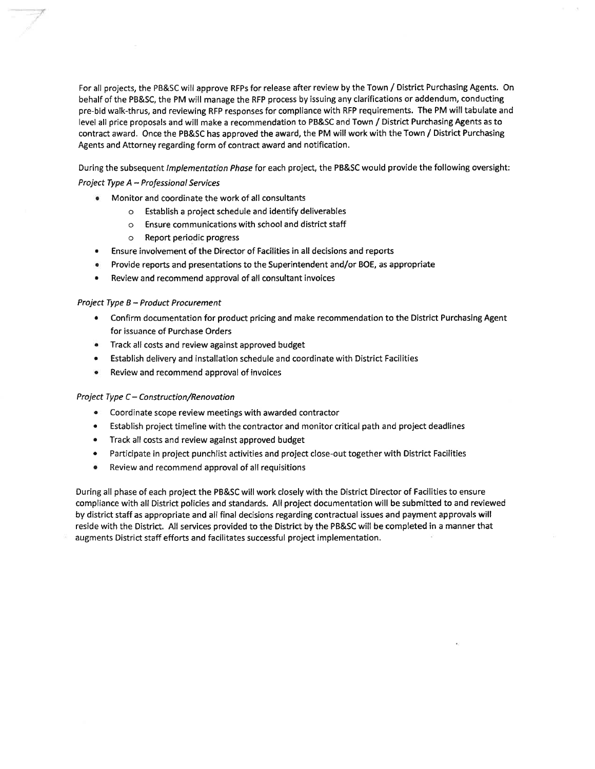For all projects, the PB&SC will approve RFPs for release after review by the Town / District Purchasing Agents. On behalf of the PB&SC, the PM will manage the RFP process by issuing any clarifications or addendum, conducting pre-bid walk-thrus, and reviewing RFP responses for compliance with RFP requirements. The PM will tabulate and level all price proposals and will make a recommendation to PB&SC and Town / District Purchasing Agents as to contract award. Once the PB&SC has approved the award, the PM will work with the Town / District Purchasing Agents and Attorney regarding form of contract award and notification.

During the subsequent *Implementation Phase* for each project, the PB&SC would provide the following oversight:

*Project Type A – Professional Services*

- Monitor and coordinate the work of all consultants
  - Establish a project schedule and identify deliverables
  - Ensure communications with school and district staff
  - Report periodic progress
- Ensure involvement of the Director of Facilities in all decisions and reports
- Provide reports and presentations to the Superintendent and/or BOE, as appropriate
- Review and recommend approval of all consultant invoices

*Project Type B – Product Procurement*

- Confirm documentation for product pricing and make recommendation to the District Purchasing Agent for issuance of Purchase Orders
- Track all costs and review against approved budget
- Establish delivery and installation schedule and coordinate with District Facilities
- Review and recommend approval of invoices

*Project Type C – Construction/Renovation*

- Coordinate scope review meetings with awarded contractor
- Establish project timeline with the contractor and monitor critical path and project deadlines
- Track all costs and review against approved budget
- Participate in project punchlist activities and project close-out together with District Facilities
- Review and recommend approval of all requisitions

During all phase of each project the PB&SC will work closely with the District Director of Facilities to ensure compliance with all District policies and standards. All project documentation will be submitted to and reviewed by district staff as appropriate and all final decisions regarding contractual issues and payment approvals will reside with the District. All services provided to the District by the PB&SC will be completed in a manner that augments District staff efforts and facilitates successful project implementation.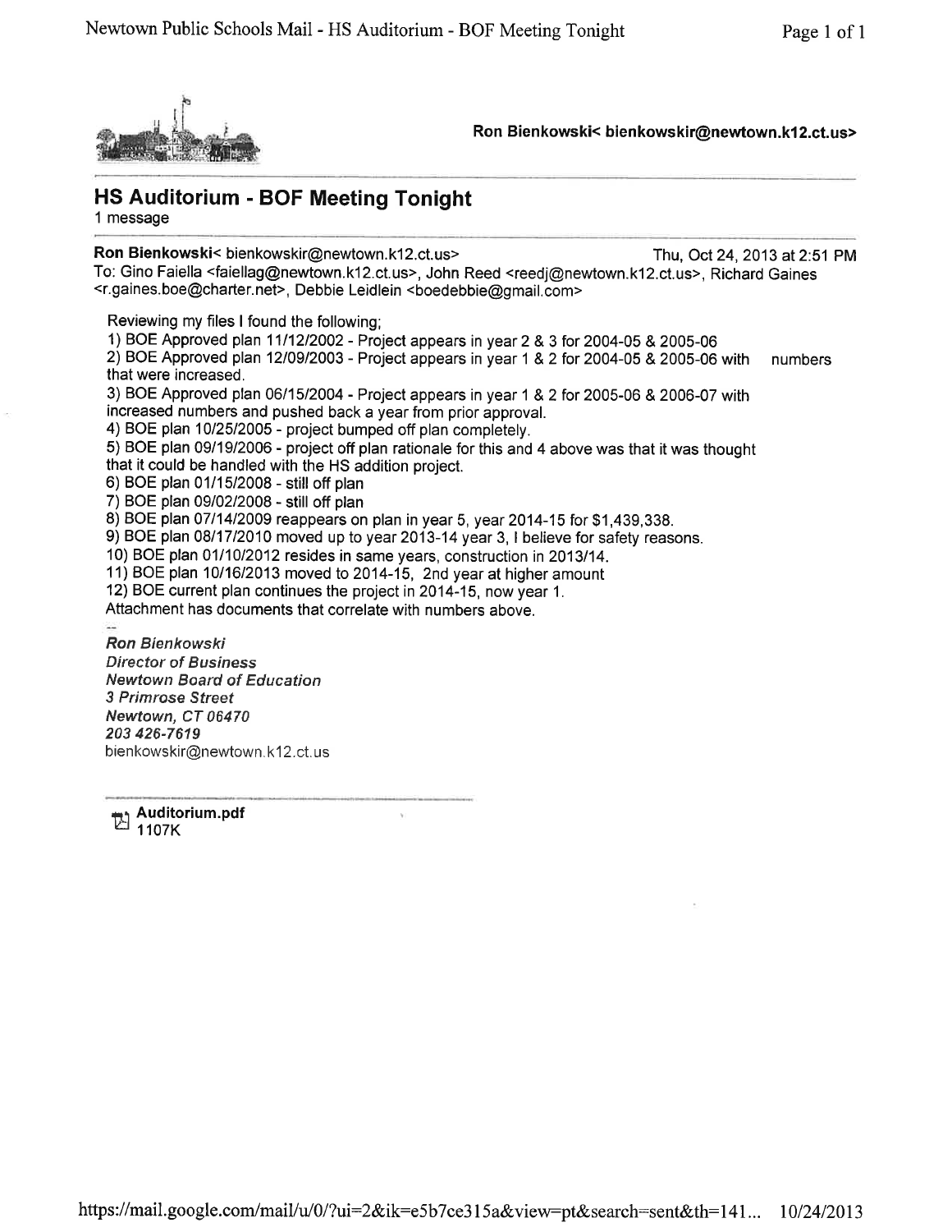Ron Bienkowski< bienkowskir@newtown.k12.ct.us>

## HS Auditorium - BOF Meeting Tonight

1 message

**Ron Bienkowski**< bienkowskir@newtown.k12.ct.us> Thu, Oct 24, 2013 at 2:51 PM
To: Gino Faiella <faiellag@newtown.k12.ct.us>, John Reed <reedj@newtown.k12.ct.us>, Richard Gaines <r.gaines.boe@charter.net>, Debbie Leidlein <boedebbie@gmail.com>

Reviewing my files I found the following;

1) BOE Approved plan 11/12/2002 - Project appears in year 2 & 3 for 2004-05 & 2005-06
2) BOE Approved plan 12/09/2003 - Project appears in year 1 & 2 for 2004-05 & 2005-06 with numbers that were increased.
3) BOE Approved plan 06/15/2004 - Project appears in year 1 & 2 for 2005-06 & 2006-07 with increased numbers and pushed back a year from prior approval.
4) BOE plan 10/25/2005 - project bumped off plan completely.
5) BOE plan 09/19/2006 - project off plan rationale for this and 4 above was that it was thought that it could be handled with the HS addition project.
6) BOE plan 01/15/2008 - still off plan
7) BOE plan 09/02/2008 - still off plan
8) BOE plan 07/14/2009 reappears on plan in year 5, year 2014-15 for $1,439,338.
9) BOE plan 08/17/2010 moved up to year 2013-14 year 3, I believe for safety reasons.
10) BOE plan 01/10/2012 resides in same years, construction in 2013/14.
11) BOE plan 10/16/2013 moved to 2014-15, 2nd year at higher amount
12) BOE current plan continues the project in 2014-15, now year 1.

Attachment has documents that correlate with numbers above.

--
*Ron Bienkowski*
*Director of Business*
*Newtown Board of Education*
*3 Primrose Street*
*Newtown, CT 06470*
*203 426-7619*
bienkowskir@newtown.k12.ct.us

**Auditorium.pdf**
1107K